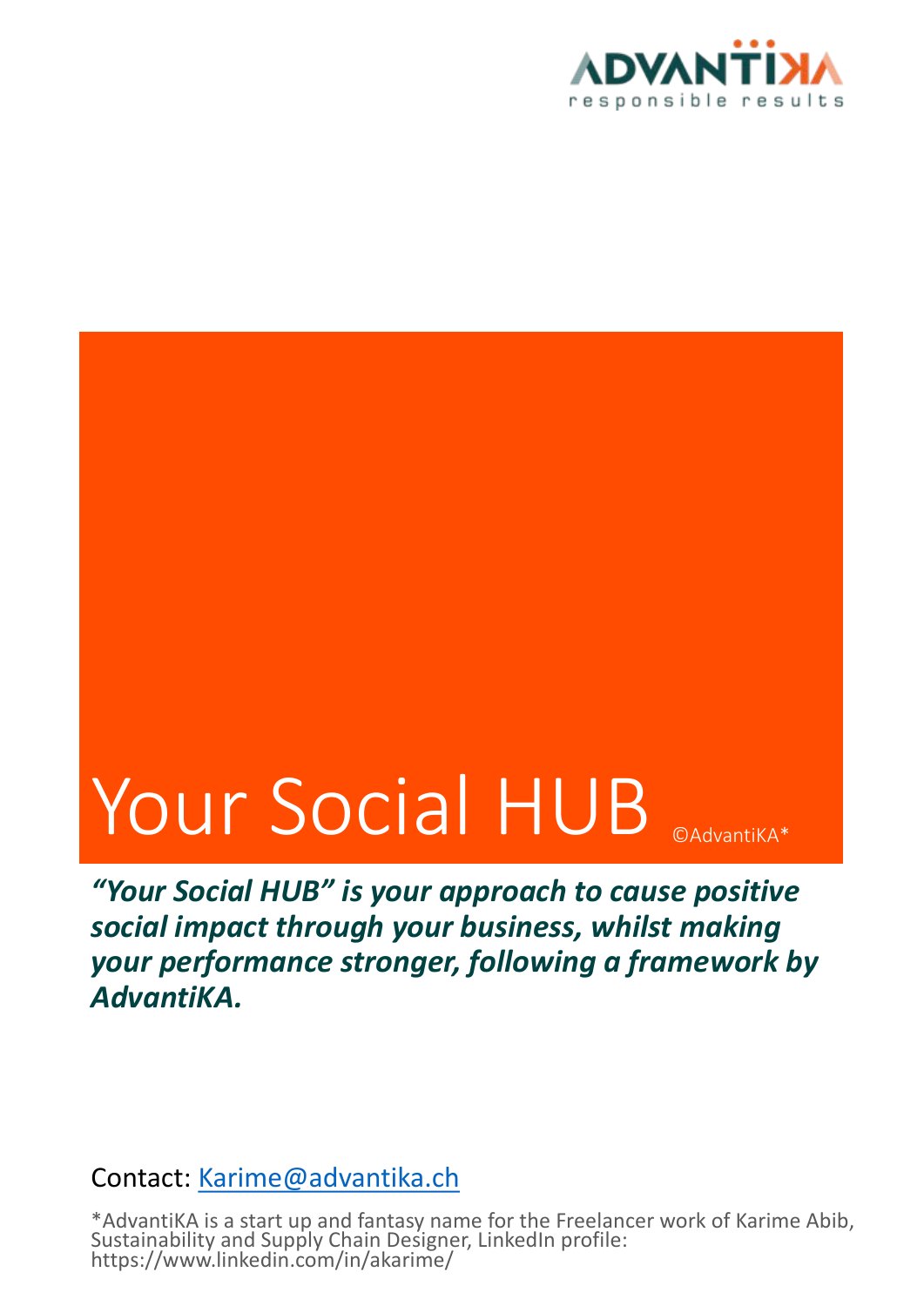ADVANTIKA
responsible results

# Your Social HUB ©AdvantiKA*

***"Your Social HUB" is your approach to cause positive social impact through your business, whilst making your performance stronger, following a framework by AdvantiKA.***

Contact: Karime@advantika.ch

*AdvantiKA is a start up and fantasy name for the Freelancer work of Karime Abib, Sustainability and Supply Chain Designer, LinkedIn profile: https://www.linkedin.com/in/akarime/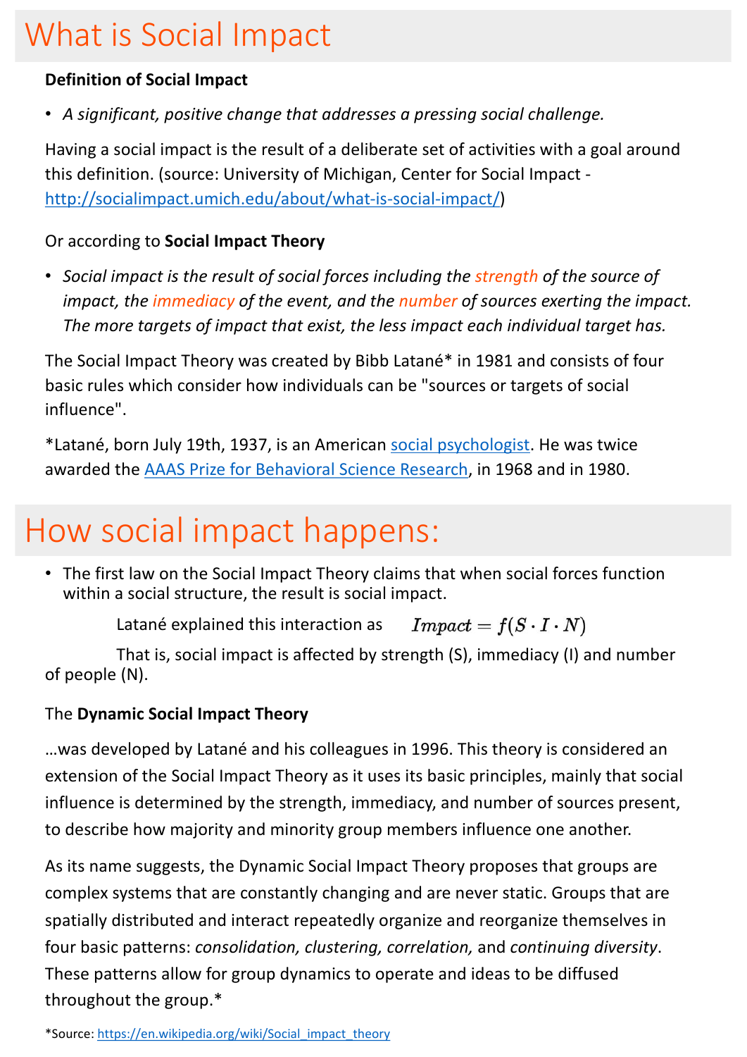# What is Social Impact

**Definition of Social Impact**

- *A significant, positive change that addresses a pressing social challenge.*

Having a social impact is the result of a deliberate set of activities with a goal around this definition. (source: University of Michigan, Center for Social Impact - http://socialimpact.umich.edu/about/what-is-social-impact/)

Or according to **Social Impact Theory**

- *Social impact is the result of social forces including the strength of the source of impact, the immediacy of the event, and the number of sources exerting the impact. The more targets of impact that exist, the less impact each individual target has.*

The Social Impact Theory was created by Bibb Latané* in 1981 and consists of four basic rules which consider how individuals can be "sources or targets of social influence".

*Latané, born July 19th, 1937, is an American social psychologist. He was twice awarded the AAAS Prize for Behavioral Science Research, in 1968 and in 1980.

# How social impact happens:

- The first law on the Social Impact Theory claims that when social forces function within a social structure, the result is social impact.

Latané explained this interaction as $Impact = f(S \cdot I \cdot N)$

That is, social impact is affected by strength (S), immediacy (I) and number of people (N).

The **Dynamic Social Impact Theory**

…was developed by Latané and his colleagues in 1996. This theory is considered an extension of the Social Impact Theory as it uses its basic principles, mainly that social influence is determined by the strength, immediacy, and number of sources present, to describe how majority and minority group members influence one another.

As its name suggests, the Dynamic Social Impact Theory proposes that groups are complex systems that are constantly changing and are never static. Groups that are spatially distributed and interact repeatedly organize and reorganize themselves in four basic patterns: *consolidation, clustering, correlation,* and *continuing diversity*. These patterns allow for group dynamics to operate and ideas to be diffused throughout the group.*

*Source: https://en.wikipedia.org/wiki/Social_impact_theory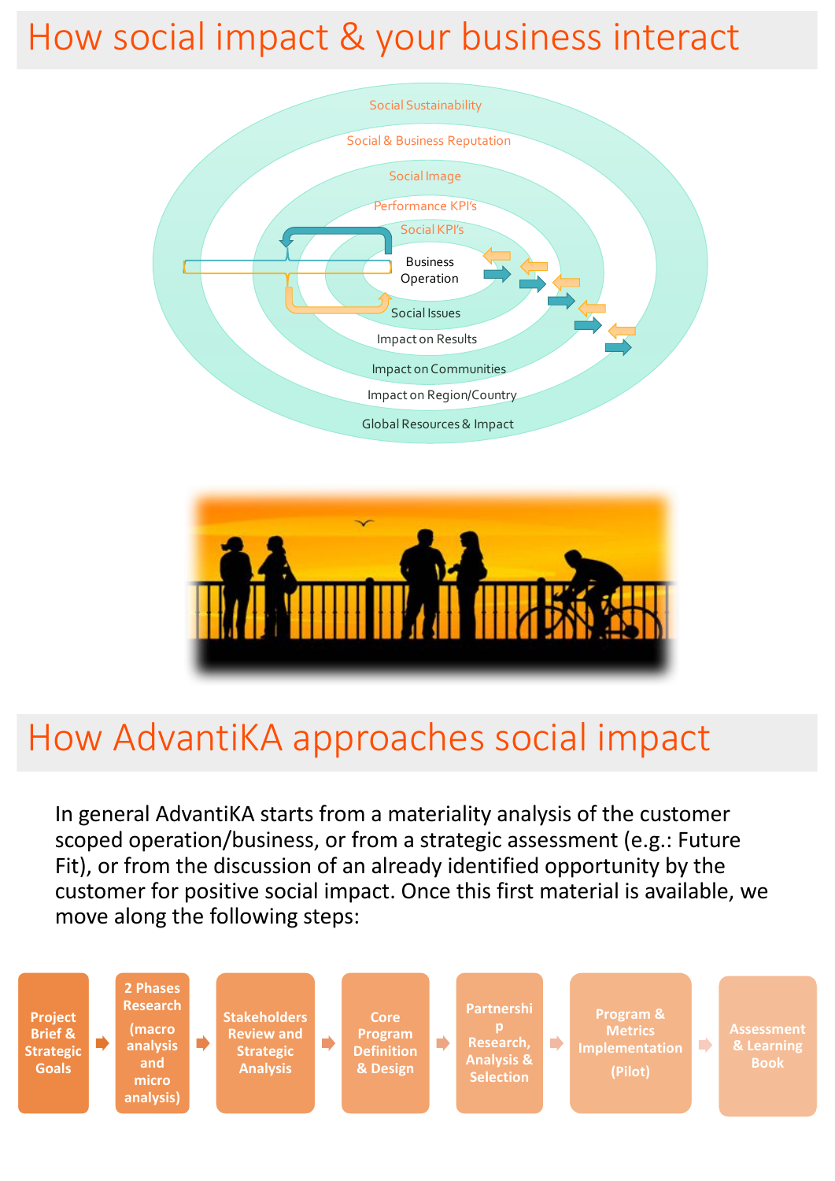# How social impact & your business interact

Social Sustainability

Social & Business Reputation

Social Image

Performance KPI's

Social KPI's

Business Operation

Social Issues

Impact on Results

Impact on Communities

Impact on Region/Country

Global Resources & Impact

# How AdvantiKA approaches social impact

In general AdvantiKA starts from a materiality analysis of the customer scoped operation/business, or from a strategic assessment (e.g.: Future Fit), or from the discussion of an already identified opportunity by the customer for positive social impact. Once this first material is available, we move along the following steps:

Project Brief & Strategic Goals → 2 Phases Research (macro analysis and micro analysis) → Stakeholders Review and Strategic Analysis → Core Program Definition & Design → Partnership Research, Analysis & Selection → Program & Metrics Implementation (Pilot) → Assessment & Learning Book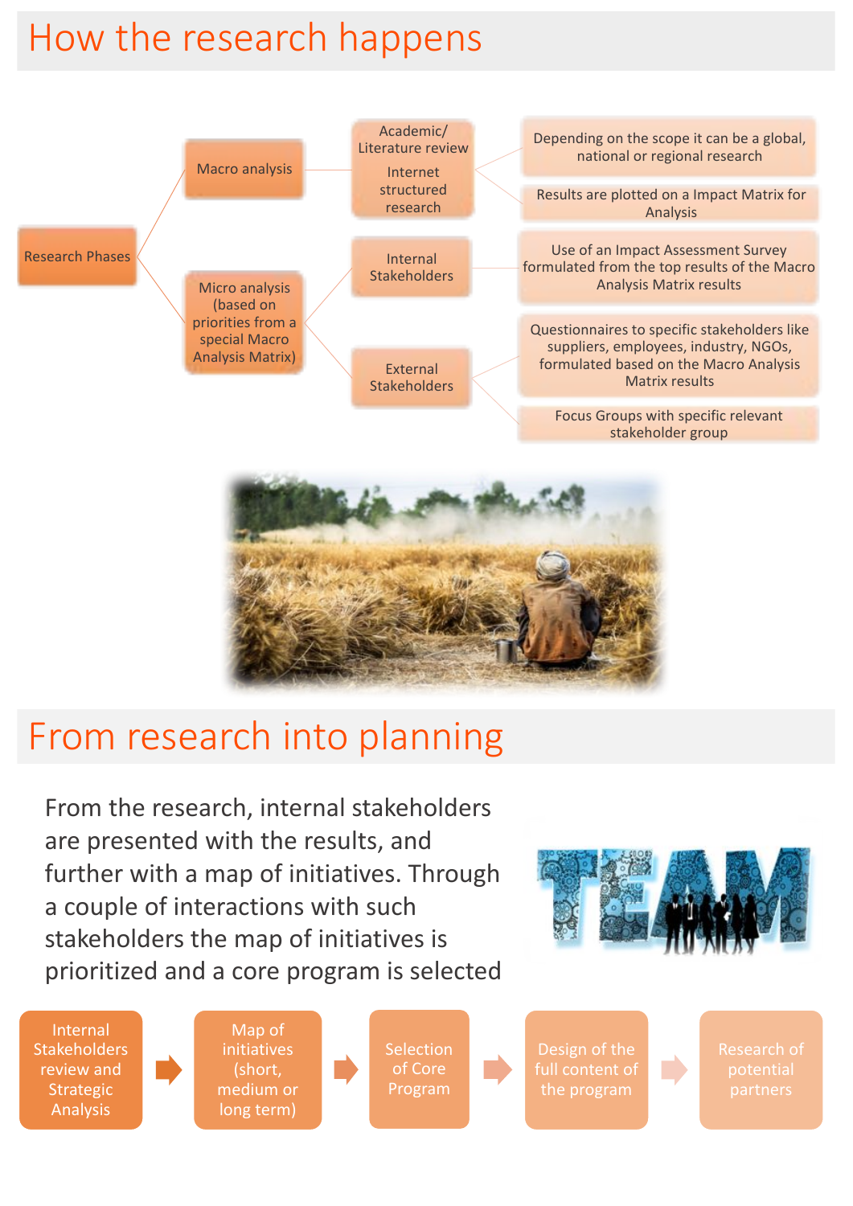# How the research happens

- Research Phases
  - Macro analysis
    - Academic/ Literature review
    - Internet structured research
      - Depending on the scope it can be a global, national or regional research
      - Results are plotted on a Impact Matrix for Analysis
  - Micro analysis (based on priorities from a special Macro Analysis Matrix)
    - Internal Stakeholders
      - Use of an Impact Assessment Survey formulated from the top results of the Macro Analysis Matrix results
    - External Stakeholders
      - Questionnaires to specific stakeholders like suppliers, employees, industry, NGOs, formulated based on the Macro Analysis Matrix results
      - Focus Groups with specific relevant stakeholder group

# From research into planning

From the research, internal stakeholders are presented with the results, and further with a map of initiatives. Through a couple of interactions with such stakeholders the map of initiatives is prioritized and a core program is selected

Internal Stakeholders review and Strategic Analysis → Map of initiatives (short, medium or long term) → Selection of Core Program → Design of the full content of the program → Research of potential partners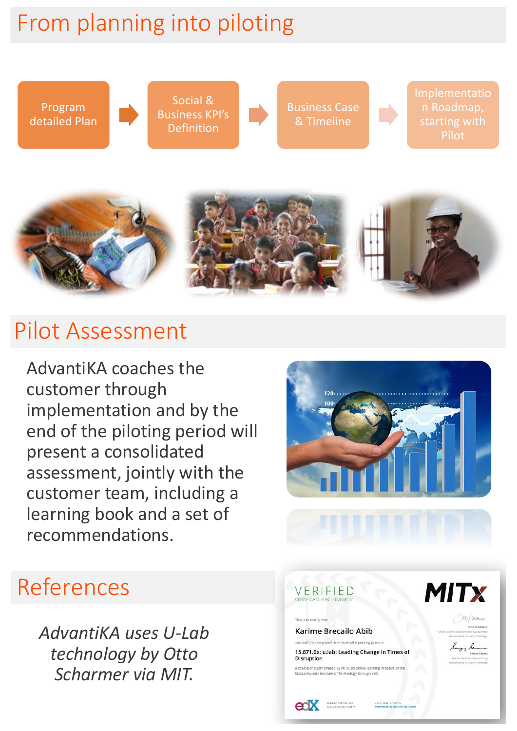# From planning into piloting

Program detailed Plan → Social & Business KPI's Definition → Business Case & Timeline → Implementation Roadmap, starting with Pilot

# Pilot Assessment

AdvantiKA coaches the customer through implementation and by the end of the piloting period will present a consolidated assessment, jointly with the customer team, including a learning book and a set of recommendations.

# References

*AdvantiKA uses U-Lab technology by Otto Scharmer via MIT.*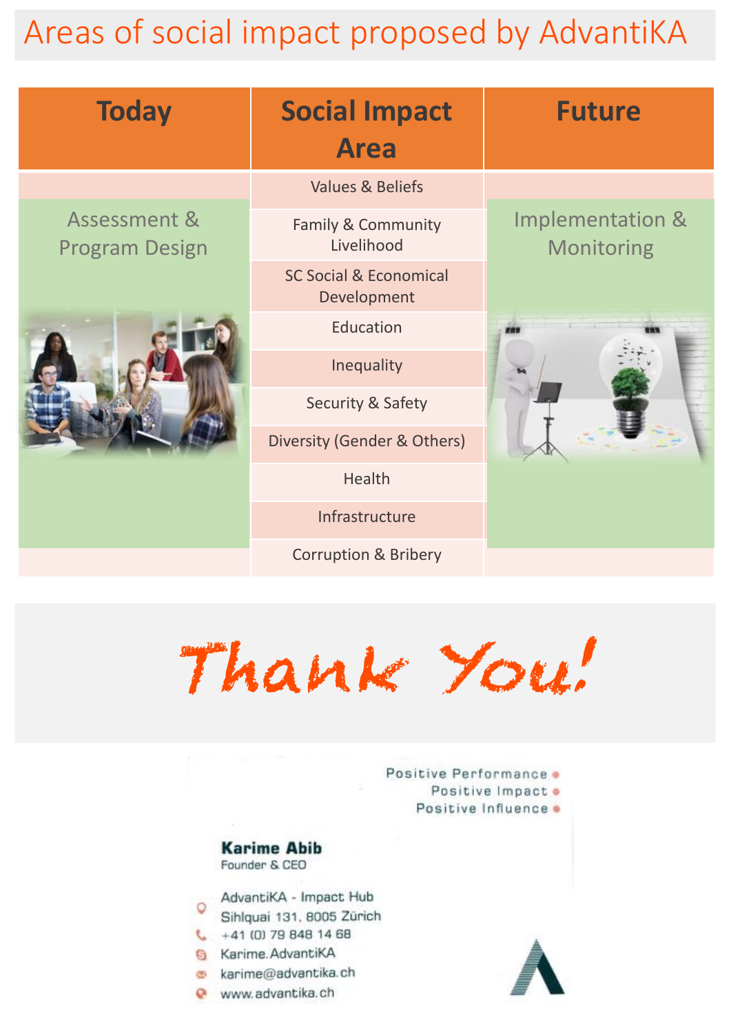# Areas of social impact proposed by AdvantiKA

| Today | Social Impact Area | Future |
|---|---|---|
| Assessment & Program Design | Values & Beliefs | Implementation & Monitoring |
| | Family & Community Livelihood | |
| | SC Social & Economical Development | |
| | Education | |
| | Inequality | |
| | Security & Safety | |
| | Diversity (Gender & Others) | |
| | Health | |
| | Infrastructure | |
| | Corruption & Bribery | |

# Thank You!

Positive Performance
Positive Impact
Positive Influence

**Karime Abib**
Founder & CEO

AdvantiKA - Impact Hub
Sihlquai 131, 8005 Zürich
+41 (0) 79 848 14 68
Karime.AdvantiKA
karime@advantika.ch
www.advantika.ch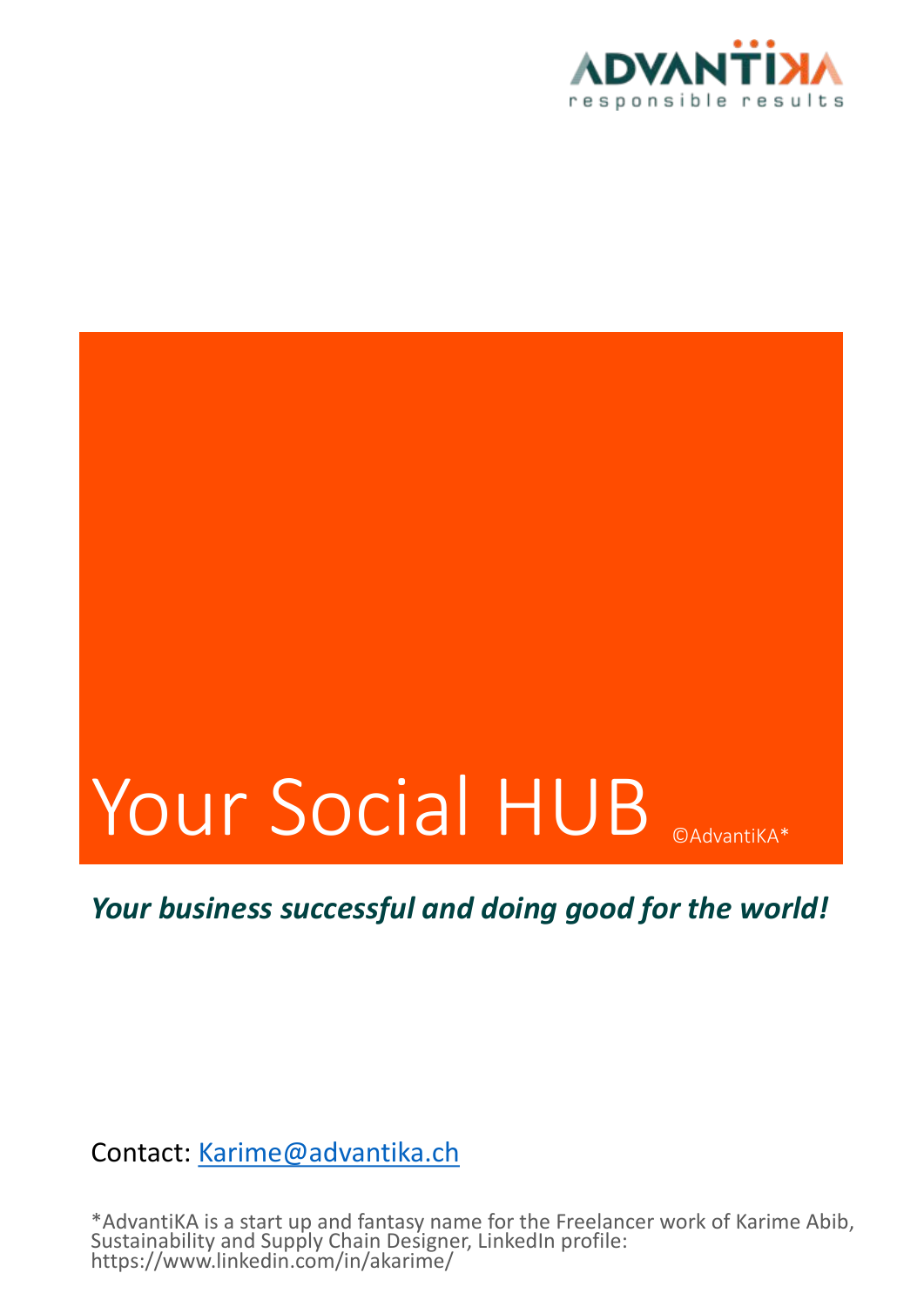ADVANTIKA
responsible results

# Your Social HUB ©AdvantiKA*

***Your business successful and doing good for the world!***

Contact: [Karime@advantika.ch](mailto:Karime@advantika.ch)

*AdvantiKA is a start up and fantasy name for the Freelancer work of Karime Abib, Sustainability and Supply Chain Designer, LinkedIn profile: https://www.linkedin.com/in/akarime/